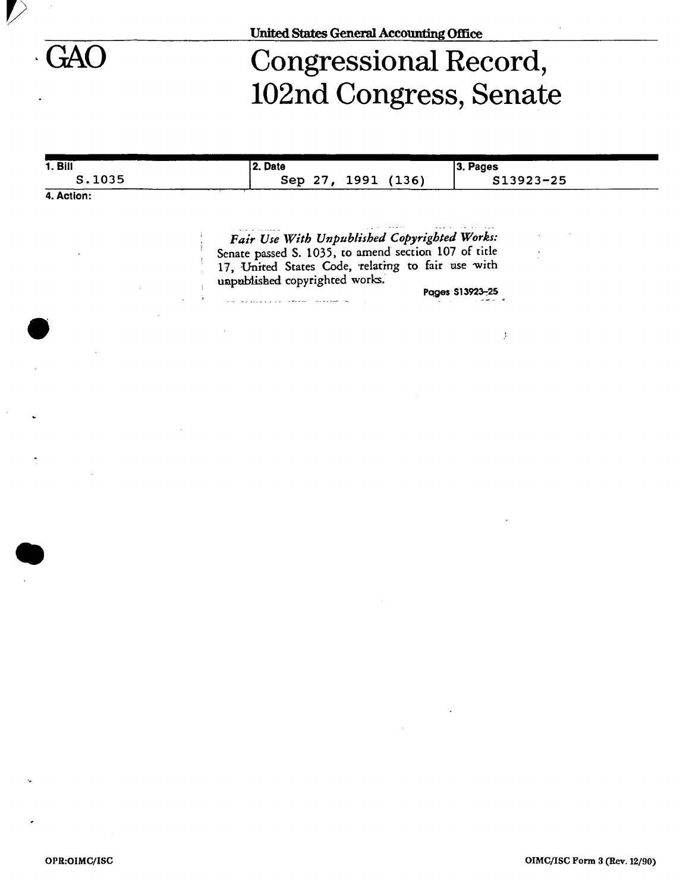United States General Accounting Office

# GAO Congressional Record, 102nd Congress, Senate

| 1. Bill | 2. Date | 3. Pages |
| --- | --- | --- |
| S.1035 | Sep 27, 1991 (136) | S13923-25 |

4. Action:

*Fair Use With Unpublished Copyrighted Works:* Senate passed S. 1035, to amend section 107 of title 17, United States Code, relating to fair use with unpublished copyrighted works.

Pages S13923-25

OPR:OIMC/ISC

OIMC/ISC Form 3 (Rev. 12/90)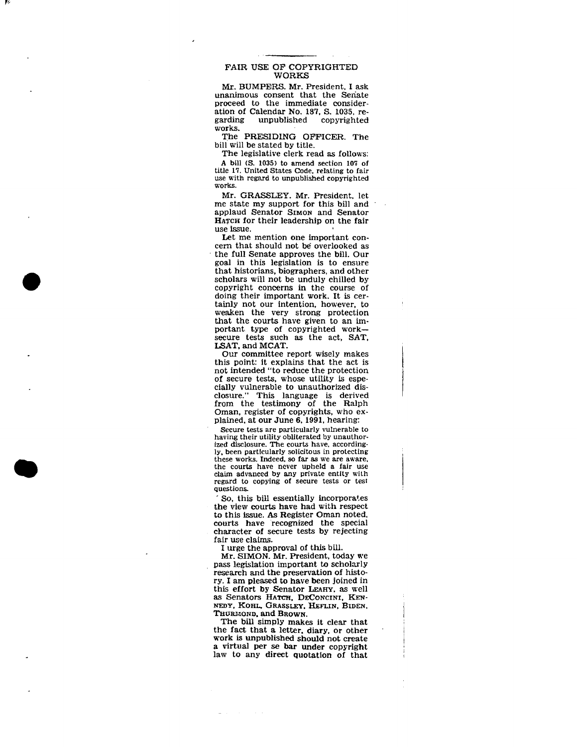## FAIR USE OF COPYRIGHTED WORKS

Mr. BUMPERS. Mr. President, I ask unanimous consent that the Senate proceed to the immediate consideration of Calendar No. 187, S. 1035, regarding unpublished copyrighted works.

The PRESIDING OFFICER. The bill will be stated by title.

The legislative clerk read as follows:

A bill (S. 1035) to amend section 107 of title 17, United States Code, relating to fair use with regard to unpublished copyrighted works.

Mr. GRASSLEY. Mr. President, let me state my support for this bill and applaud Senator SIMON and Senator HATCH for their leadership on the fair use issue.

Let me mention one important concern that should not be overlooked as the full Senate approves the bill. Our goal in this legislation is to ensure that historians, biographers, and other scholars will not be unduly chilled by copyright concerns in the course of doing their important work. It is certainly not our intention, however, to weaken the very strong protection that the courts have given to an important type of copyrighted work—secure tests such as the act, SAT, LSAT, and MCAT.

Our committee report wisely makes this point: it explains that the act is not intended "to reduce the protection of secure tests, whose utility is especially vulnerable to unauthorized disclosure." This language is derived from the testimony of the Ralph Oman, register of copyrights, who explained, at our June 6, 1991, hearing:

> Secure tests are particularly vulnerable to having their utility obliterated by unauthorized disclosure. The courts have, accordingly, been particularly solicitous in protecting these works. Indeed, so far as we are aware, the courts have never upheld a fair use claim advanced by any private entity with regard to copying of secure tests or test questions.

So, this bill essentially incorporates the view courts have had with respect to this issue. As Register Oman noted, courts have recognized the special character of secure tests by rejecting fair use claims.

I urge the approval of this bill.

Mr. SIMON. Mr. President, today we pass legislation important to scholarly research and the preservation of history. I am pleased to have been joined in this effort by Senator LEAHY, as well as Senators HATCH, DECONCINI, KENNEDY, KOHL, GRASSLEY, HEFLIN, BIDEN, THURMOND, and BROWN.

The bill simply makes it clear that the fact that a letter, diary, or other work is unpublished should not create a virtual per se bar under copyright law to any direct quotation of that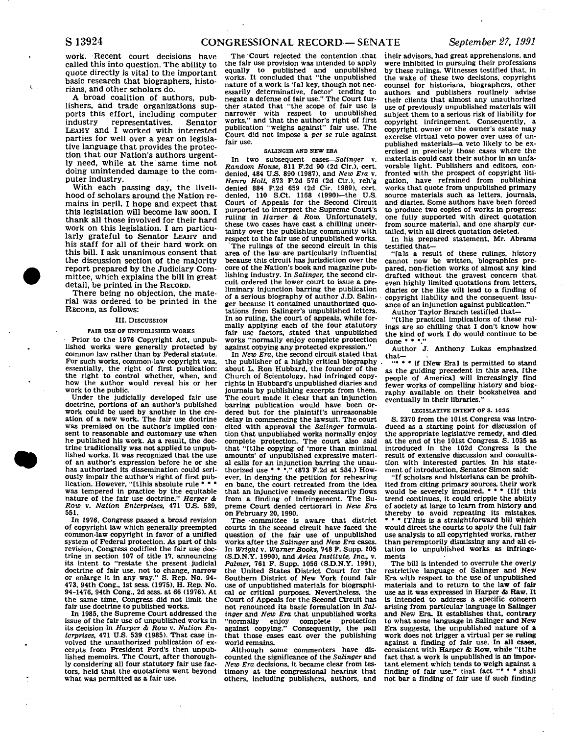work. Recent court decisions have called this into question. The ability to quote directly is vital to the important basic research that biographers, historians, and other scholars do.

A broad coalition of authors, publishers, and trade organizations supports this effort, including computer industry representatives. Senator LEAHY and I worked with interested parties for well over a year on legislative language that provides the protection that our Nation's authors urgently need, while at the same time not doing unintended damage to the computer industry.

With each passing day, the livelihood of scholars around the Nation remains in peril. I hope and expect that this legislation will become law soon. I thank all those involved for their hard work on this legislation. I am particularly grateful to Senator LEAHY and his staff for all of their hard work on this bill. I ask unanimous consent that the discussion section of the majority report prepared by the Judiciary Committee, which explains the bill in great detail, be printed in the RECORD.

There being no objection, the material was ordered to be printed in the RECORD, as follows:

## III. DISCUSSION

### FAIR USE OF UNPUBLISHED WORKS

Prior to the 1976 Copyright Act, unpublished works were generally protected by common law rather than by Federal statute. For such works, common-law copyright was, essentially, the right of first publication: the right to control whether, when, and how the author would reveal his or her work to the public.

Under the judicially developed fair use doctrine, portions of an author's published work could be used by another in the creation of a new work. The fair use doctrine was premised on the author's implied consent to reasonable and customary use when he published his work. As a result, the doctrine traditionally was not applied to unpublished works. It was recognized that the use of an author's expression before he or she has authorized its dissemination could seriously impair the author's right of first publication. However, "[t]his absolute rule * * * was tempered in practice by the equitable nature of the fair use doctrine." *Harper & Row* v. *Nation Enterprises*, 471 U.S. 539, 551.

In 1976, Congress passed a broad revision of copyright law which generally preempted common-law copyright in favor of a unified system of Federal protection. As part of this revision, Congress codified the fair use doctrine in section 107 of title 17, announcing its intent to "restate the present judicial doctrine of fair use, not to change, narrow or enlarge it in any way." S. Rep. No. 94-473, 94th Cong., 1st sess. (1975), H. Rep. No. 94-1476, 94th Cong., 2d sess. at 66 (1976). At the same time, Congress did not limit the fair use doctrine to published works.

In 1985, the Supreme Court addressed the issue of the fair use of unpublished works in its decision in *Harper & Row* v. *Nation Enterprises*, 471 U.S. 539 (1985). That case involved the unauthorized publication of excerpts from President Ford's then unpublished memoirs. The Court, after thoroughly considering all four statutory fair use factors, held that the quotations went beyond what was permitted as a fair use.

The Court rejected the contention that the fair use provision was intended to apply equally to published and unpublished works. It concluded that "the unpublished nature of a work is '[a] key, though not necessarily determinative, factor' tending to negate a defense of fair use." The Court further stated that "the scope of fair use is narrower with respect to unpublished works," and that the author's right of first publication "weighs against" fair use. The Court did not impose a *per se* rule against fair use.

### SALINGER AND NEW ERA

In two subsequent cases—*Salinger* v. *Random House*, 811 F.2d 90 (2d Cir.), cert. denied, 484 U.S. 890 (1987), and *New Era* v. *Henry Holt*, 873 F.2d 576 (2d Cir.), reh'g denied 884 F.2d 659 (2d Cir. 1989), cert. denied, 110 S.Ct. 1168 (1990)—the U.S. Court of Appeals for the Second Circuit purported to interpret the Supreme Court's ruling in *Harper & Row*. Unfortunately, these two cases have cast a chilling uncertainty over the publishing community with respect to the fair use of unpublished works.

The rulings of the second circuit in this area of the law are particularly influential because this circuit has jurisdiction over the core of the Nation's book and magazine publishing industry. In *Salinger*, the second circuit ordered the lower court to issue a preliminary injunction barring the publication of a serious biography of author J.D. Salinger because it contained unauthorized quotations from Salinger's unpublished letters. In so ruling, the court of appeals, while formally applying each of the four statutory fair use factors, stated that unpublished works "normally enjoy complete protection against copying any protected expression."

In *New Era*, the second circuit stated that the publisher of a highly critical biography about L. Ron Hubbard, the founder of the Church of Scientology, had infringed copyrights in Hubbard's unpublished diaries and journals by publishing excerpts from them. The court made it clear that an injunction barring publication would have been ordered but for the plaintiff's unreasonable delay in commencing the lawsuit. The court cited with approval the *Salinger* formulation that unpublished works normally enjoy complete protection. The court also said that "[t]he copying of 'more than minimal amounts' of unpublished expressive material calls for an injunction barring the unauthorized use * * *." (873 F.2d at 584.) However, in denying the petition for rehearing en banc, the court retreated from the idea that an injunctive remedy necessarily flows from a finding of infringement. The Supreme Court denied certiorari in *New Era* on February 20, 1990.

The committee is aware that district courts in the second circuit have faced the question of the fair use of unpublished works after the *Salinger* and *New Era* cases. In *Wright* v. *Warner Books*, 748 F. Supp. 105 (S.D.N.Y. 1990), and *Arica Institute, Inc.*, v. *Palmer*, 761 F. Supp. 1056 (S.D.N.Y. 1991), the United States District Court for the Southern District of New York found fair use of unpublished materials for biographical or critical purposes. Nevertheless, the Court of Appeals for the Second Circuit has not renounced its basic formulation in *Salinger* and *New Era* that unpublished works "normally enjoy complete protection against copying." Consequently, the pall that those cases cast over the publishing world remains.

Although some commenters have discounted the significance of the *Salinger* and *New Era* decisions, it became clear from testimony at the congressional hearing that others, including publishers, authors, and their advisors, had great apprehensions, and were inhibited in pursuing their professions by these rulings. Witnesses testified that, in the wake of these two decisions, copyright counsel for historians, biographers, other authors and publishers routinely advise their clients that almost any unauthorized use of previously unpublished materials will subject them to a serious risk of liability for copyright infringement. Consequently, a copyright owner or the owner's estate may exercise virtual veto power over uses of unpublished materials—a veto likely to be exercised in precisely those cases where the materials could cast their author in an unfavorable light. Publishers and editors, confronted with the prospect of copyright litigation, have refrained from publishing works that quote from unpublished primary source materials such as letters, journals, and diaries. Some authors have been forced to produce two copies of works in progress: one fully supported with direct quotation from source material, and one sharply curtailed, with all direct quotation deleted.

In his prepared statement, Mr. Abrams testified that—

"[a]s a result of these rulings, history cannot now be written, biographies prepared, non-fiction works of almost any kind drafted without the gravest concern that even highly limited quotations from letters, diaries or the like will lead to a finding of copyright liability and the consequent issuance of an injunction against publication."

Author Taylor Branch testified that—

"[t]he practical implications of these rulings are so chilling that I don't know how the kind of work I do would continue to be done * * *."

Author J. Anthony Lukas emphasized that—

"* * * if [New Era] is permitted to stand as the guiding precedent in this area, [the people of America] will increasingly find fewer works of compelling history and biography available on their bookshelves and eventually in their libraries."

### LEGISLATIVE INTENT OF S. 1035

S. 2370 from the 101st Congress was introduced as a starting point for discussion of the appropriate legislative remedy, and died at the end of the 101st Congress. S. 1035 as introduced in the 102d Congress is the result of extensive discussion and consultation with interested parties. In his statement of introduction, Senator Simon said:

"If scholars and historians can be prohibited from citing primary sources, their work would be severely impaired. * * * [I]f this trend continues, it could cripple the ability of society at large to learn from history and thereby to avoid repeating its mistakes. * * * [T]his is a straightforward bill which would direct the courts to apply the full fair use analysis to all copyrighted works, rather than peremptorily dismissing any and all citation to unpublished works as infringements

The bill is intended to overrule the overly restrictive language of Salinger and New Era with respect to the use of unpublished materials and to return to the law of fair use as it was expressed in Harper & Raw. It is intended to address a specific concern arising from particular language in Salinger and New Era. It establishes that, contrary to what some language in Salinger and New Era suggests, the unpublished nature of a work does not trigger a virtual per se ruling against a finding of fair use. In all cases, consistent with Harper & Row, while "[t]he fact that a work is unpublished is an important element which tends to weigh against a finding of fair use," that fact "* * * shall not bar a finding of fair use if such finding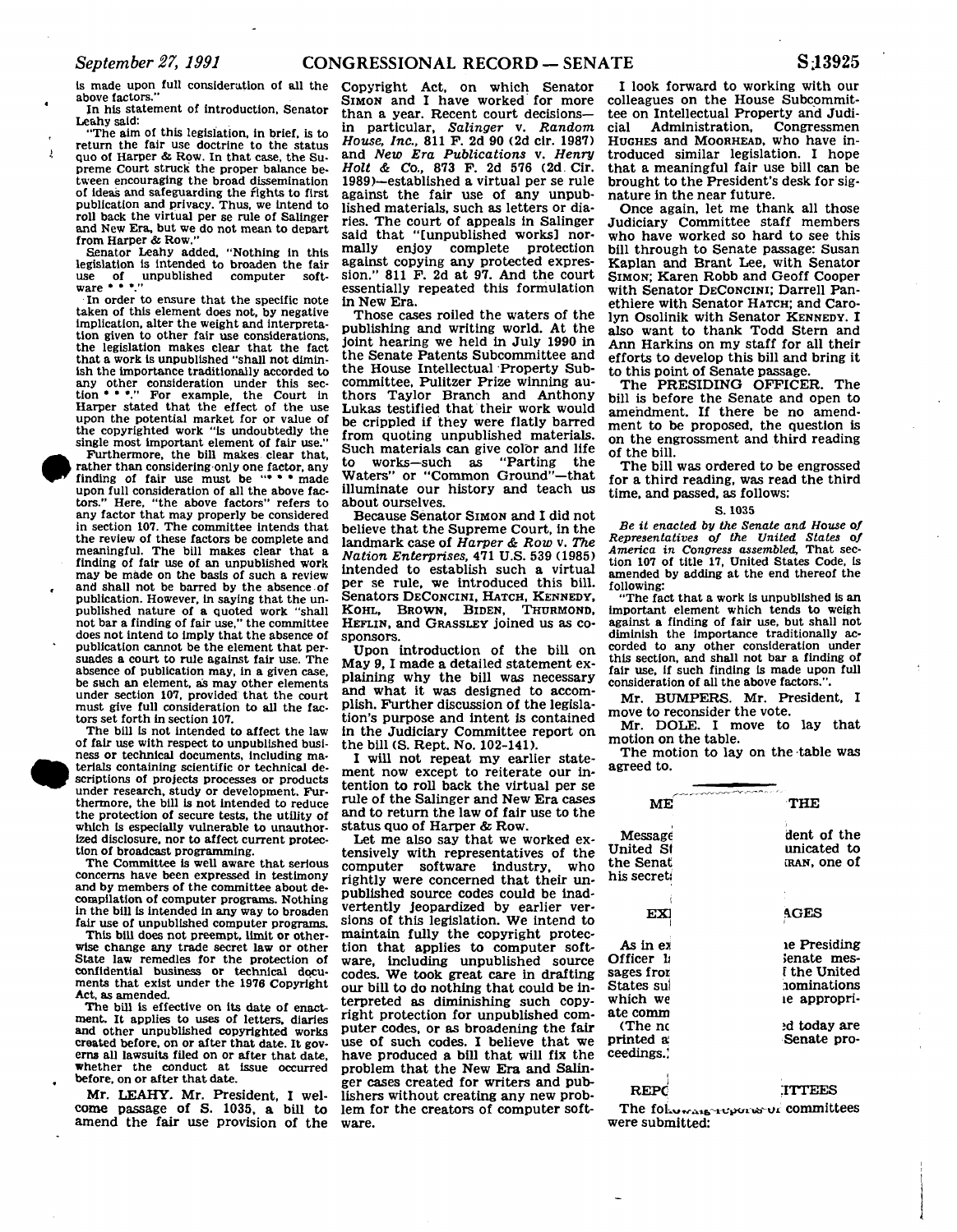is made upon full consideration of all the above factors."

In his statement of introduction, Senator Leahy said:

"The aim of this legislation, in brief, is to return the fair use doctrine to the status quo of Harper & Row. In that case, the Supreme Court struck the proper balance between encouraging the broad dissemination of ideas and safeguarding the rights to first publication and privacy. Thus, we intend to roll back the virtual per se rule of Salinger and New Era, but we do not mean to depart from Harper & Row."

Senator Leahy added, "Nothing in this legislation is intended to broaden the fair use of unpublished computer software * * *."

In order to ensure that the specific note taken of this element does not, by negative implication, alter the weight and interpretation given to other fair use considerations, the legislation makes clear that the fact that a work is unpublished "shall not diminish the importance traditionally accorded to any other consideration under this section * * *." For example, the Court in Harper stated that the effect of the use upon the potential market for or value of the copyrighted work "is undoubtedly the single most important element of fair use."

Furthermore, the bill makes clear that, rather than considering only one factor, any finding of fair use must be "* * * made upon full consideration of all the above factors." Here, "the above factors" refers to any factor that may properly be considered in section 107. The committee intends that the review of these factors be complete and meaningful. The bill makes clear that a finding of fair use of an unpublished work may be made on the basis of such a review and shall not be barred by the absence of publication. However, in saying that the unpublished nature of a quoted work "shall not bar a finding of fair use," the committee does not intend to imply that the absence of publication cannot be the element that persuades a court to rule against fair use. The absence of publication may, in a given case, be such an element, as may other elements under section 107, provided that the court must give full consideration to all the factors set forth in section 107.

The bill is not intended to affect the law of fair use with respect to unpublished business or technical documents, including materials containing scientific or technical descriptions of projects processes or products under research, study or development. Furthermore, the bill is not intended to reduce the protection of secure tests, the utility of which is especially vulnerable to unauthorized disclosure, nor to affect current protection of broadcast programming.

The Committee is well aware that serious concerns have been expressed in testimony and by members of the committee about decompilation of computer programs. Nothing in the bill is intended in any way to broaden fair use of unpublished computer programs.

This bill does not preempt, limit or otherwise change any trade secret law or other State law remedies for the protection of confidential business or technical documents that exist under the 1976 Copyright Act, as amended.

The bill is effective on its date of enactment. It applies to uses of letters, diaries and other unpublished copyrighted works created before, on or after that date. It governs all lawsuits filed on or after that date, whether the conduct at issue occurred before, on or after that date.

Mr. LEAHY. Mr. President, I welcome passage of S. 1035, a bill to amend the fair use provision of the Copyright Act, on which Senator SIMON and I have worked for more than a year. Recent court decisions—in particular, *Salinger* v. *Random House, Inc.*, 811 F. 2d 90 (2d cir. 1987) and *New Era Publications* v. *Henry Holt & Co.*, 873 F. 2d 576 (2d Cir. 1989)—established a virtual per se rule against the fair use of any unpublished materials, such as letters or diaries. The court of appeals in Salinger said that "[unpublished works] normally enjoy complete protection against copying any protected expression." 811 F. 2d at 97. And the court essentially repeated this formulation in New Era.

Those cases roiled the waters of the publishing and writing world. At the joint hearing we held in July 1990 in the Senate Patents Subcommittee and the House Intellectual Property Subcommittee, Pulitzer Prize winning authors Taylor Branch and Anthony Lukas testified that their work would be crippled if they were flatly barred from quoting unpublished materials. Such materials can give color and life to works—such as "Parting the Waters" or "Common Ground"—that illuminate our history and teach us about ourselves.

Because Senator SIMON and I did not believe that the Supreme Court, in the landmark case of *Harper & Row* v. *The Nation Enterprises*, 471 U.S. 539 (1985) intended to establish such a virtual per se rule, we introduced this bill. Senators DECONCINI, HATCH, KENNEDY, KOHL, BROWN, BIDEN, THURMOND, HEFLIN, and GRASSLEY joined us as cosponsors.

Upon introduction of the bill on May 9, I made a detailed statement explaining why the bill was necessary and what it was designed to accomplish. Further discussion of the legislation's purpose and intent is contained in the Judiciary Committee report on the bill (S. Rept. No. 102-141).

I will not repeat my earlier statement now except to reiterate our intention to roll back the virtual per se rule of the Salinger and New Era cases and to return the law of fair use to the status quo of Harper & Row.

Let me also say that we worked extensively with representatives of the computer software industry, who rightly were concerned that their unpublished source codes could be inadvertently jeopardized by earlier versions of this legislation. We intend to maintain fully the copyright protection that applies to computer software, including unpublished source codes. We took great care in drafting our bill to do nothing that could be interpreted as diminishing such copyright protection for unpublished computer codes, or as broadening the fair use of such codes. I believe that we have produced a bill that will fix the problem that the New Era and Salinger cases created for writers and publishers without creating any new problem for the creators of computer software.

I look forward to working with our colleagues on the House Subcommittee on Intellectual Property and Judicial Administration, Congressmen HUGHES and MOORHEAD, who have introduced similar legislation. I hope that a meaningful fair use bill can be brought to the President's desk for signature in the near future.

Once again, let me thank all those Judiciary Committee staff members who have worked so hard to see this bill through to Senate passage: Susan Kaplan and Brant Lee, with Senator SIMON; Karen Robb and Geoff Cooper with Senator DECONCINI; Darrell Panethiere with Senator HATCH; and Carolyn Osolinik with Senator KENNEDY. I also want to thank Todd Stern and Ann Harkins on my staff for all their efforts to develop this bill and bring it to this point of Senate passage.

The PRESIDING OFFICER. The bill is before the Senate and open to amendment. If there be no amendment to be proposed, the question is on the engrossment and third reading of the bill.

The bill was ordered to be engrossed for a third reading, was read the third time, and passed, as follows:

S. 1035

*Be it enacted by the Senate and House of Representatives of the United States of America in Congress assembled,* That section 107 of title 17, United States Code, is amended by adding at the end thereof the following:

"The fact that a work is unpublished is an important element which tends to weigh against a finding of fair use, but shall not diminish the importance traditionally accorded to any other consideration under this section, and shall not bar a finding of fair use, if such finding is made upon full consideration of all the above factors.".

Mr. BUMPERS. Mr. President, I move to reconsider the vote.

Mr. DOLE. I move to lay that motion on the table.

The motion to lay on the table was agreed to.

## ME THE

Message dent of the United St unicated to the Senat RAN, one of his secret

## EX AGES

As in ex e Presiding Officer l Senate messages fro the United States su nominations which we e appropriate comm

(The nc d today are printed a Senate proceedings.)

## REPC ITTEES

The following reports of committees were submitted: